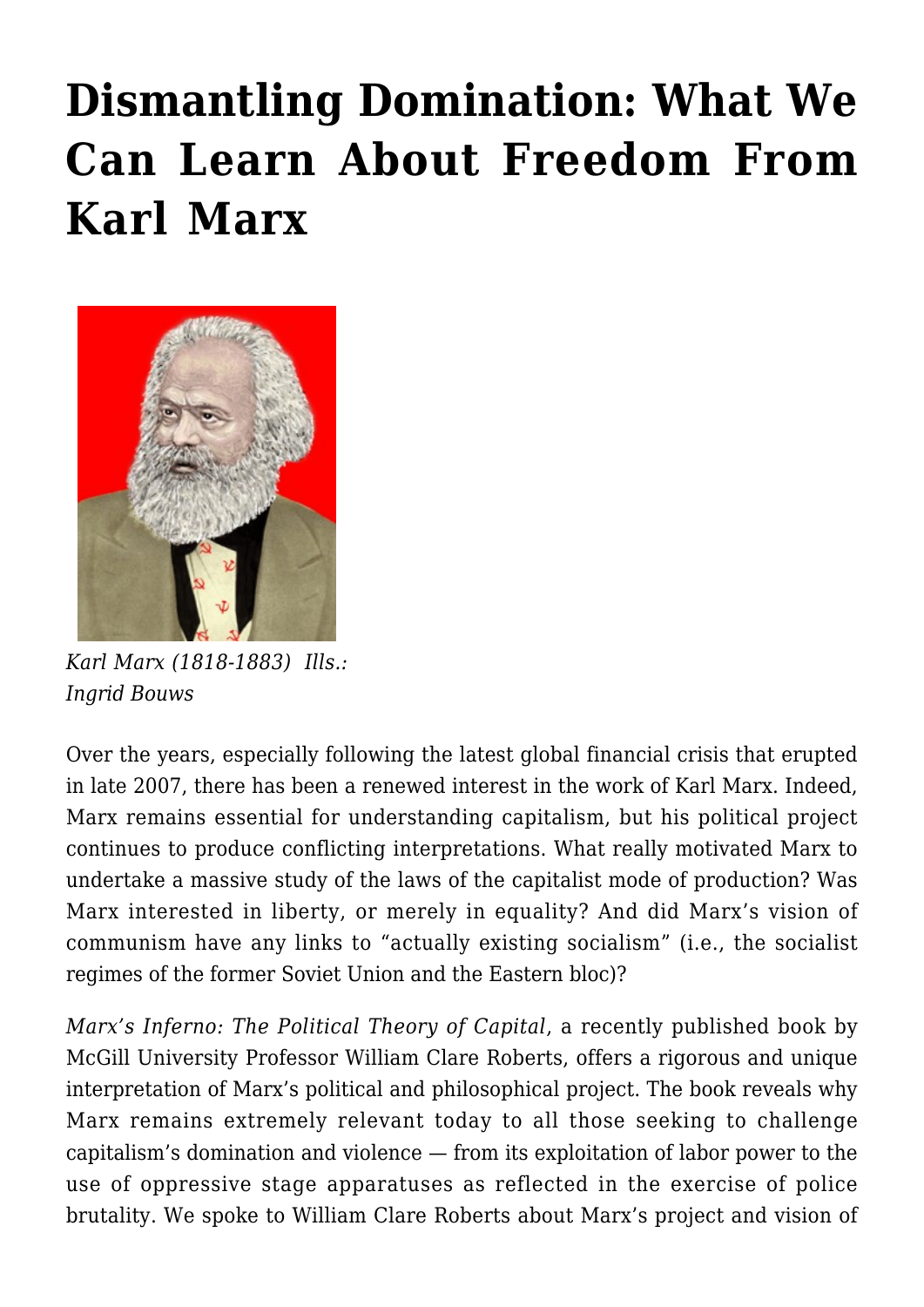# Dismantling Domination: What We Can Learn About Freedom From Karl Marx

*Karl Marx (1818-1883) Ills.: Ingrid Bouws*

Over the years, especially following the latest global financial crisis that erupted in late 2007, there has been a renewed interest in the work of Karl Marx. Indeed, Marx remains essential for understanding capitalism, but his political project continues to produce conflicting interpretations. What really motivated Marx to undertake a massive study of the laws of the capitalist mode of production? Was Marx interested in liberty, or merely in equality? And did Marx's vision of communism have any links to "actually existing socialism" (i.e., the socialist regimes of the former Soviet Union and the Eastern bloc)?

*Marx's Inferno: The Political Theory of Capital*, a recently published book by McGill University Professor William Clare Roberts, offers a rigorous and unique interpretation of Marx's political and philosophical project. The book reveals why Marx remains extremely relevant today to all those seeking to challenge capitalism's domination and violence — from its exploitation of labor power to the use of oppressive stage apparatuses as reflected in the exercise of police brutality. We spoke to William Clare Roberts about Marx's project and vision of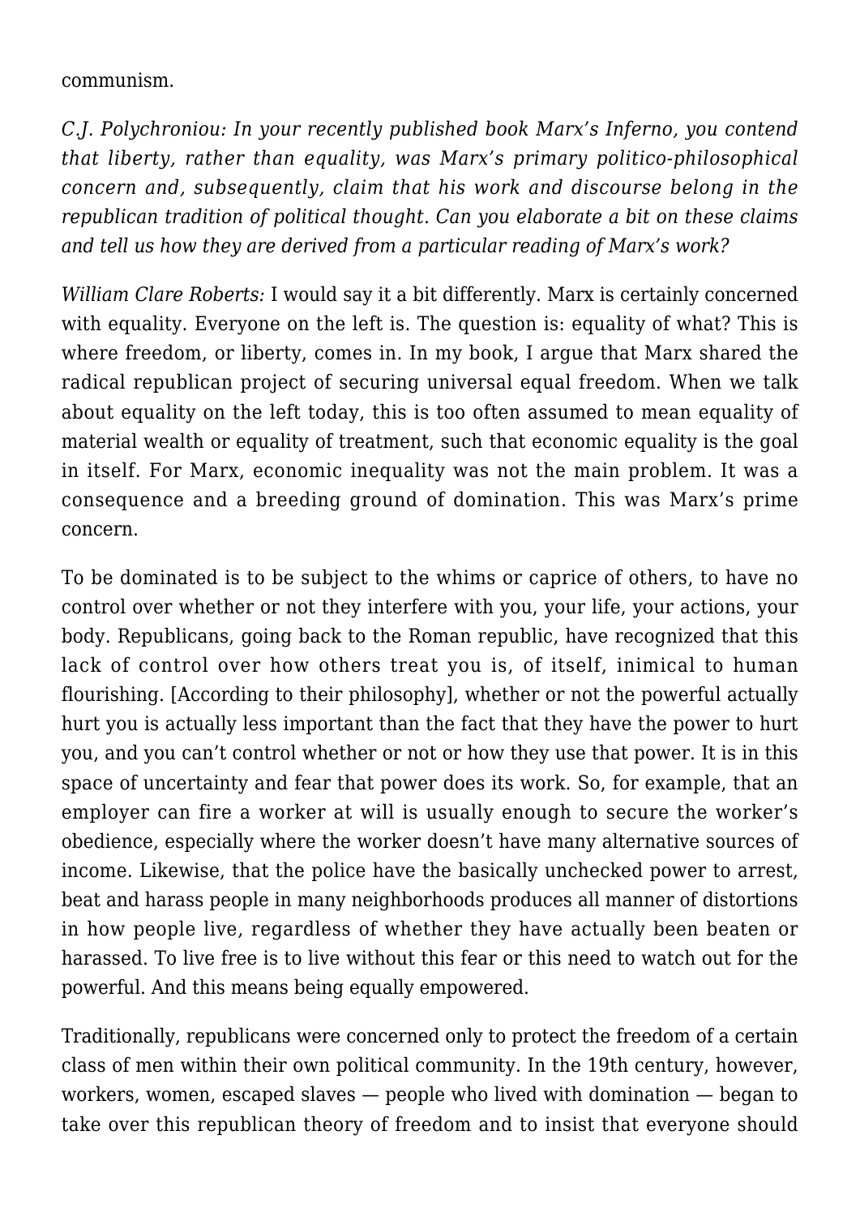communism.

*C.J. Polychroniou: In your recently published book Marx's Inferno, you contend that liberty, rather than equality, was Marx's primary politico-philosophical concern and, subsequently, claim that his work and discourse belong in the republican tradition of political thought. Can you elaborate a bit on these claims and tell us how they are derived from a particular reading of Marx's work?*

*William Clare Roberts:* I would say it a bit differently. Marx is certainly concerned with equality. Everyone on the left is. The question is: equality of what? This is where freedom, or liberty, comes in. In my book, I argue that Marx shared the radical republican project of securing universal equal freedom. When we talk about equality on the left today, this is too often assumed to mean equality of material wealth or equality of treatment, such that economic equality is the goal in itself. For Marx, economic inequality was not the main problem. It was a consequence and a breeding ground of domination. This was Marx's prime concern.

To be dominated is to be subject to the whims or caprice of others, to have no control over whether or not they interfere with you, your life, your actions, your body. Republicans, going back to the Roman republic, have recognized that this lack of control over how others treat you is, of itself, inimical to human flourishing. [According to their philosophy], whether or not the powerful actually hurt you is actually less important than the fact that they have the power to hurt you, and you can't control whether or not or how they use that power. It is in this space of uncertainty and fear that power does its work. So, for example, that an employer can fire a worker at will is usually enough to secure the worker's obedience, especially where the worker doesn't have many alternative sources of income. Likewise, that the police have the basically unchecked power to arrest, beat and harass people in many neighborhoods produces all manner of distortions in how people live, regardless of whether they have actually been beaten or harassed. To live free is to live without this fear or this need to watch out for the powerful. And this means being equally empowered.

Traditionally, republicans were concerned only to protect the freedom of a certain class of men within their own political community. In the 19th century, however, workers, women, escaped slaves — people who lived with domination — began to take over this republican theory of freedom and to insist that everyone should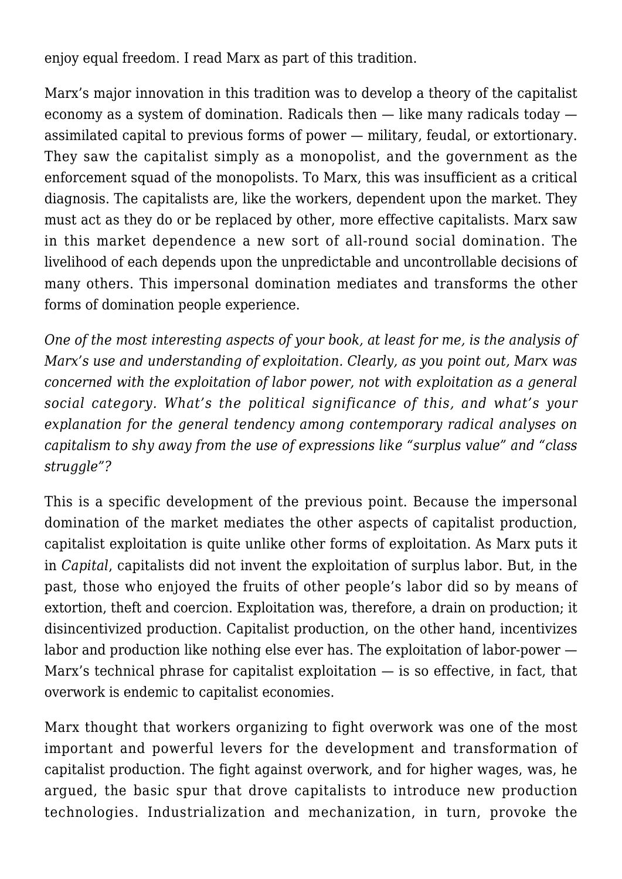enjoy equal freedom. I read Marx as part of this tradition.

Marx's major innovation in this tradition was to develop a theory of the capitalist economy as a system of domination. Radicals then — like many radicals today — assimilated capital to previous forms of power — military, feudal, or extortionary. They saw the capitalist simply as a monopolist, and the government as the enforcement squad of the monopolists. To Marx, this was insufficient as a critical diagnosis. The capitalists are, like the workers, dependent upon the market. They must act as they do or be replaced by other, more effective capitalists. Marx saw in this market dependence a new sort of all-round social domination. The livelihood of each depends upon the unpredictable and uncontrollable decisions of many others. This impersonal domination mediates and transforms the other forms of domination people experience.

*One of the most interesting aspects of your book, at least for me, is the analysis of Marx's use and understanding of exploitation. Clearly, as you point out, Marx was concerned with the exploitation of labor power, not with exploitation as a general social category. What's the political significance of this, and what's your explanation for the general tendency among contemporary radical analyses on capitalism to shy away from the use of expressions like "surplus value" and "class struggle"?*

This is a specific development of the previous point. Because the impersonal domination of the market mediates the other aspects of capitalist production, capitalist exploitation is quite unlike other forms of exploitation. As Marx puts it in *Capital*, capitalists did not invent the exploitation of surplus labor. But, in the past, those who enjoyed the fruits of other people's labor did so by means of extortion, theft and coercion. Exploitation was, therefore, a drain on production; it disincentivized production. Capitalist production, on the other hand, incentivizes labor and production like nothing else ever has. The exploitation of labor-power — Marx's technical phrase for capitalist exploitation — is so effective, in fact, that overwork is endemic to capitalist economies.

Marx thought that workers organizing to fight overwork was one of the most important and powerful levers for the development and transformation of capitalist production. The fight against overwork, and for higher wages, was, he argued, the basic spur that drove capitalists to introduce new production technologies. Industrialization and mechanization, in turn, provoke the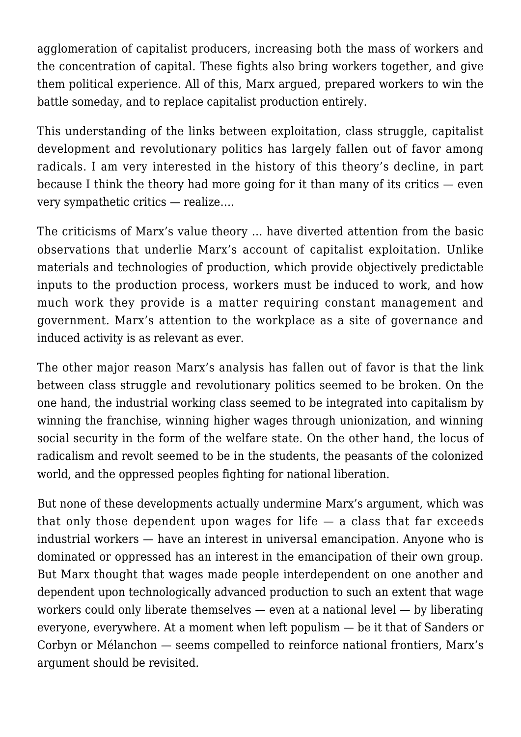agglomeration of capitalist producers, increasing both the mass of workers and the concentration of capital. These fights also bring workers together, and give them political experience. All of this, Marx argued, prepared workers to win the battle someday, and to replace capitalist production entirely.

This understanding of the links between exploitation, class struggle, capitalist development and revolutionary politics has largely fallen out of favor among radicals. I am very interested in the history of this theory's decline, in part because I think the theory had more going for it than many of its critics — even very sympathetic critics — realize….

The criticisms of Marx's value theory … have diverted attention from the basic observations that underlie Marx's account of capitalist exploitation. Unlike materials and technologies of production, which provide objectively predictable inputs to the production process, workers must be induced to work, and how much work they provide is a matter requiring constant management and government. Marx's attention to the workplace as a site of governance and induced activity is as relevant as ever.

The other major reason Marx's analysis has fallen out of favor is that the link between class struggle and revolutionary politics seemed to be broken. On the one hand, the industrial working class seemed to be integrated into capitalism by winning the franchise, winning higher wages through unionization, and winning social security in the form of the welfare state. On the other hand, the locus of radicalism and revolt seemed to be in the students, the peasants of the colonized world, and the oppressed peoples fighting for national liberation.

But none of these developments actually undermine Marx's argument, which was that only those dependent upon wages for life — a class that far exceeds industrial workers — have an interest in universal emancipation. Anyone who is dominated or oppressed has an interest in the emancipation of their own group. But Marx thought that wages made people interdependent on one another and dependent upon technologically advanced production to such an extent that wage workers could only liberate themselves — even at a national level — by liberating everyone, everywhere. At a moment when left populism — be it that of Sanders or Corbyn or Mélanchon — seems compelled to reinforce national frontiers, Marx's argument should be revisited.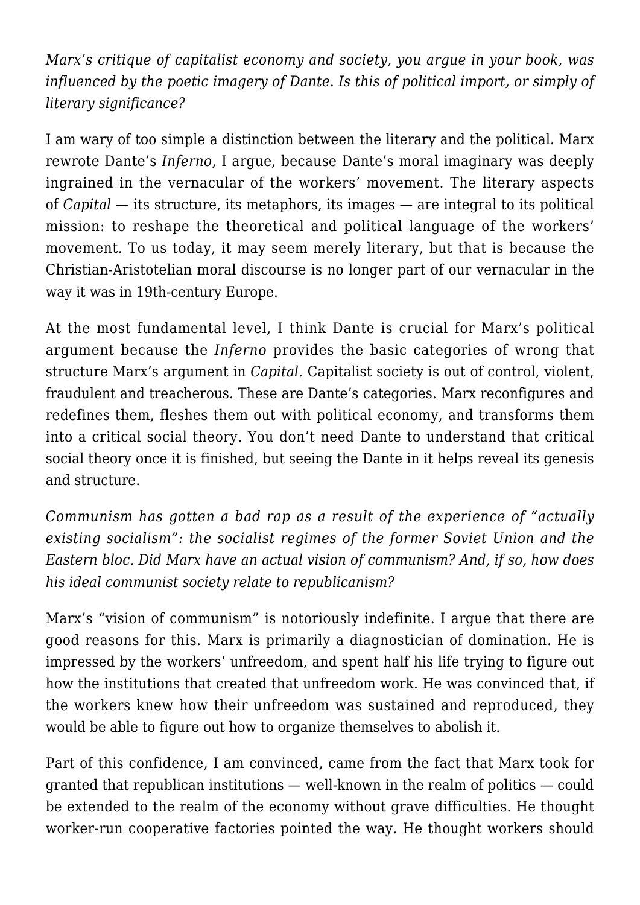*Marx's critique of capitalist economy and society, you argue in your book, was influenced by the poetic imagery of Dante. Is this of political import, or simply of literary significance?*

I am wary of too simple a distinction between the literary and the political. Marx rewrote Dante's *Inferno*, I argue, because Dante's moral imaginary was deeply ingrained in the vernacular of the workers' movement. The literary aspects of *Capital* — its structure, its metaphors, its images — are integral to its political mission: to reshape the theoretical and political language of the workers' movement. To us today, it may seem merely literary, but that is because the Christian-Aristotelian moral discourse is no longer part of our vernacular in the way it was in 19th-century Europe.

At the most fundamental level, I think Dante is crucial for Marx's political argument because the *Inferno* provides the basic categories of wrong that structure Marx's argument in *Capital*. Capitalist society is out of control, violent, fraudulent and treacherous. These are Dante's categories. Marx reconfigures and redefines them, fleshes them out with political economy, and transforms them into a critical social theory. You don't need Dante to understand that critical social theory once it is finished, but seeing the Dante in it helps reveal its genesis and structure.

*Communism has gotten a bad rap as a result of the experience of "actually existing socialism": the socialist regimes of the former Soviet Union and the Eastern bloc. Did Marx have an actual vision of communism? And, if so, how does his ideal communist society relate to republicanism?*

Marx's "vision of communism" is notoriously indefinite. I argue that there are good reasons for this. Marx is primarily a diagnostician of domination. He is impressed by the workers' unfreedom, and spent half his life trying to figure out how the institutions that created that unfreedom work. He was convinced that, if the workers knew how their unfreedom was sustained and reproduced, they would be able to figure out how to organize themselves to abolish it.

Part of this confidence, I am convinced, came from the fact that Marx took for granted that republican institutions — well-known in the realm of politics — could be extended to the realm of the economy without grave difficulties. He thought worker-run cooperative factories pointed the way. He thought workers should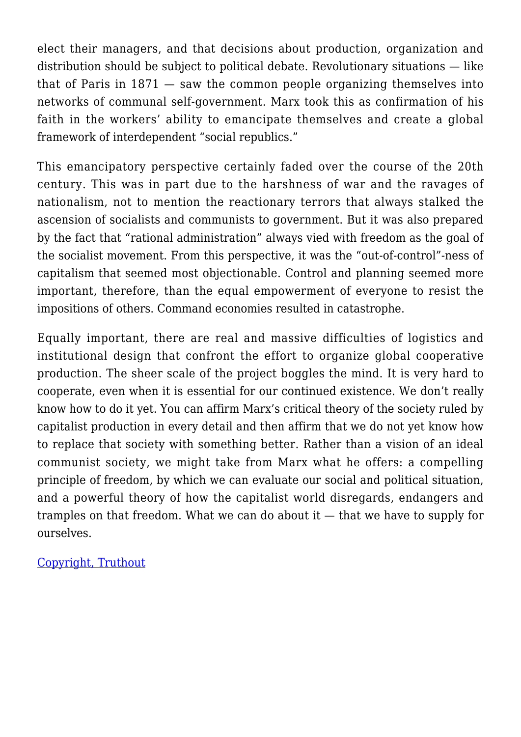elect their managers, and that decisions about production, organization and distribution should be subject to political debate. Revolutionary situations — like that of Paris in 1871 — saw the common people organizing themselves into networks of communal self-government. Marx took this as confirmation of his faith in the workers' ability to emancipate themselves and create a global framework of interdependent "social republics."

This emancipatory perspective certainly faded over the course of the 20th century. This was in part due to the harshness of war and the ravages of nationalism, not to mention the reactionary terrors that always stalked the ascension of socialists and communists to government. But it was also prepared by the fact that "rational administration" always vied with freedom as the goal of the socialist movement. From this perspective, it was the "out-of-control"-ness of capitalism that seemed most objectionable. Control and planning seemed more important, therefore, than the equal empowerment of everyone to resist the impositions of others. Command economies resulted in catastrophe.

Equally important, there are real and massive difficulties of logistics and institutional design that confront the effort to organize global cooperative production. The sheer scale of the project boggles the mind. It is very hard to cooperate, even when it is essential for our continued existence. We don't really know how to do it yet. You can affirm Marx's critical theory of the society ruled by capitalist production in every detail and then affirm that we do not yet know how to replace that society with something better. Rather than a vision of an ideal communist society, we might take from Marx what he offers: a compelling principle of freedom, by which we can evaluate our social and political situation, and a powerful theory of how the capitalist world disregards, endangers and tramples on that freedom. What we can do about it — that we have to supply for ourselves.

Copyright, Truthout